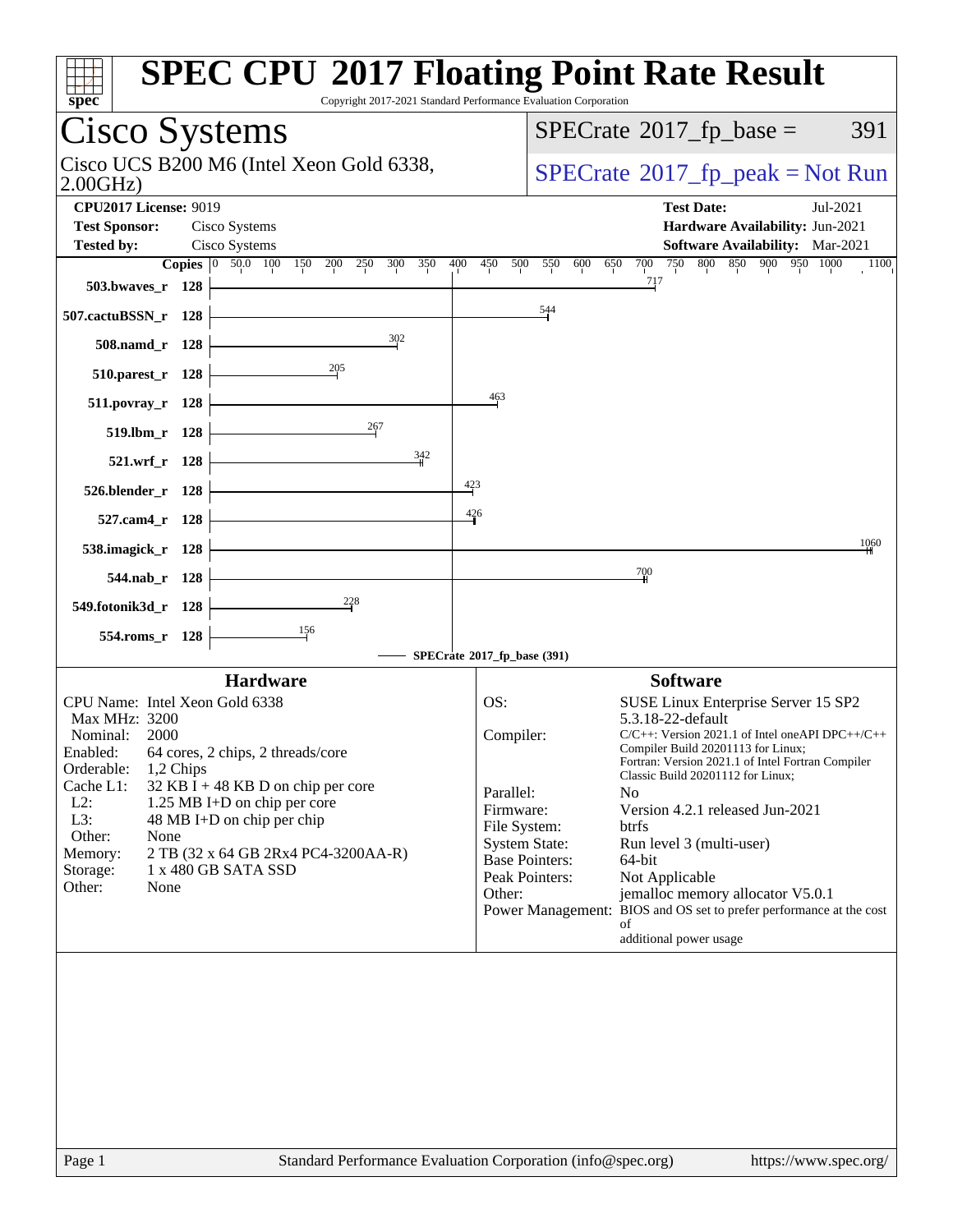# SPEC CPU 2017 Floating Point Rate Result

Copyright 2017-2021 Standard Performance Evaluation Corporation

## Cisco Systems

Cisco UCS B200 M6 (Intel Xeon Gold 6338, 2.00GHz)

SPECrate 2017_fp_base = 391

SPECrate 2017_fp_peak = Not Run

**CPU2017 License:** 9019
**Test Sponsor:** Cisco Systems
**Tested by:** Cisco Systems

**Test Date:** Jul-2021
**Hardware Availability:** Jun-2021
**Software Availability:** Mar-2021

| Benchmark | Copies | SPECrate 2017_fp_base |
|---|---|---|
| 503.bwaves_r | 128 | 717 |
| 507.cactuBSSN_r | 128 | 544 |
| 508.namd_r | 128 | 302 |
| 510.parest_r | 128 | 205 |
| 511.povray_r | 128 | 463 |
| 519.lbm_r | 128 | 267 |
| 521.wrf_r | 128 | 342 |
| 526.blender_r | 128 | 423 |
| 527.cam4_r | 128 | 426 |
| 538.imagick_r | 128 | 1060 |
| 544.nab_r | 128 | 700 |
| 549.fotonik3d_r | 128 | 228 |
| 554.roms_r | 128 | 156 |

SPECrate 2017_fp_base (391)

### Hardware

- CPU Name: Intel Xeon Gold 6338
- Max MHz: 3200
- Nominal: 2000
- Enabled: 64 cores, 2 chips, 2 threads/core
- Orderable: 1,2 Chips
- Cache L1: 32 KB I + 48 KB D on chip per core
- L2: 1.25 MB I+D on chip per core
- L3: 48 MB I+D on chip per chip
- Other: None
- Memory: 2 TB (32 x 64 GB 2Rx4 PC4-3200AA-R)
- Storage: 1 x 480 GB SATA SSD
- Other: None

### Software

- OS: SUSE Linux Enterprise Server 15 SP2 5.3.18-22-default
- Compiler: C/C++: Version 2021.1 of Intel oneAPI DPC++/C++ Compiler Build 20201113 for Linux; Fortran: Version 2021.1 of Intel Fortran Compiler Classic Build 20201112 for Linux;
- Parallel: No
- Firmware: Version 4.2.1 released Jun-2021
- File System: btrfs
- System State: Run level 3 (multi-user)
- Base Pointers: 64-bit
- Peak Pointers: Not Applicable
- Other: jemalloc memory allocator V5.0.1
- Power Management: BIOS and OS set to prefer performance at the cost of additional power usage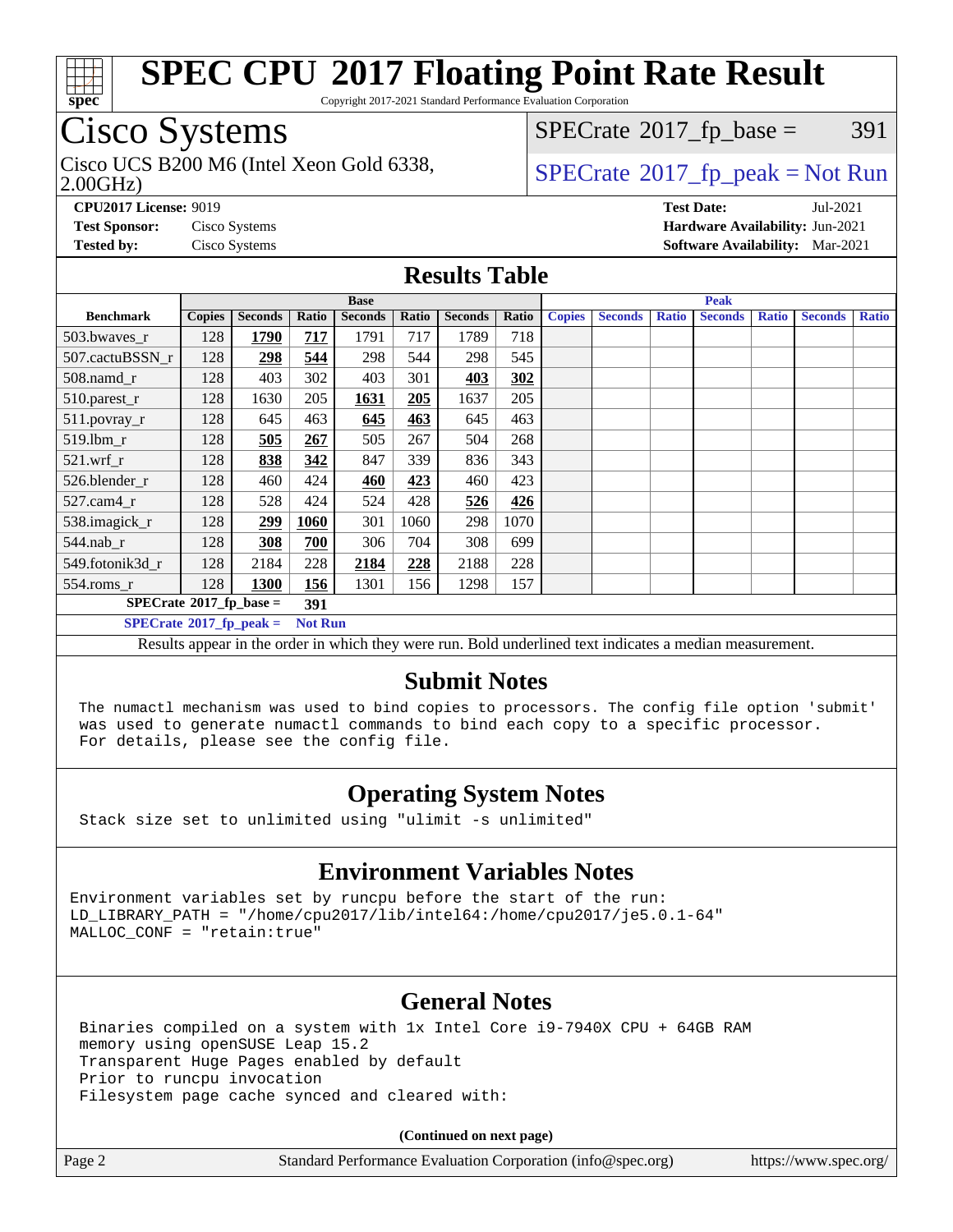# SPEC CPU 2017 Floating Point Rate Result

Copyright 2017-2021 Standard Performance Evaluation Corporation

## Cisco Systems

Cisco UCS B200 M6 (Intel Xeon Gold 6338, 2.00GHz)

SPECrate 2017_fp_base = 391

SPECrate 2017_fp_peak = Not Run

**CPU2017 License:** 9019
**Test Sponsor:** Cisco Systems
**Tested by:** Cisco Systems

**Test Date:** Jul-2021
**Hardware Availability:** Jun-2021
**Software Availability:** Mar-2021

## Results Table

| Benchmark | Base | | | | | | | Peak | | | | | | |
|---|---|---|---|---|---|---|---|---|---|---|---|---|---|---|
| | Copies | Seconds | Ratio | Seconds | Ratio | Seconds | Ratio | Copies | Seconds | Ratio | Seconds | Ratio | Seconds | Ratio |
| 503.bwaves_r | 128 | **1790** | **717** | 1791 | 717 | 1789 | 718 | | | | | | | |
| 507.cactuBSSN_r | 128 | **298** | **544** | 298 | 544 | 298 | 545 | | | | | | | |
| 508.namd_r | 128 | 403 | 302 | 403 | 301 | **403** | **302** | | | | | | | |
| 510.parest_r | 128 | 1630 | 205 | **1631** | **205** | 1637 | 205 | | | | | | | |
| 511.povray_r | 128 | 645 | 463 | **645** | **463** | 645 | 463 | | | | | | | |
| 519.lbm_r | 128 | **505** | **267** | 505 | 267 | 504 | 268 | | | | | | | |
| 521.wrf_r | 128 | **838** | **342** | 847 | 339 | 836 | 343 | | | | | | | |
| 526.blender_r | 128 | 460 | 424 | **460** | **423** | 460 | 423 | | | | | | | |
| 527.cam4_r | 128 | 528 | 424 | 524 | 428 | **526** | **426** | | | | | | | |
| 538.imagick_r | 128 | **299** | **1060** | 301 | 1060 | 298 | 1070 | | | | | | | |
| 544.nab_r | 128 | **308** | **700** | 306 | 704 | 308 | 699 | | | | | | | |
| 549.fotonik3d_r | 128 | 2184 | 228 | **2184** | **228** | 2188 | 228 | | | | | | | |
| 554.roms_r | 128 | **1300** | **156** | 1301 | 156 | 1298 | 157 | | | | | | | |

SPECrate 2017_fp_base = **391**

SPECrate 2017_fp_peak = **Not Run**

Results appear in the order in which they were run. Bold underlined text indicates a median measurement.

## Submit Notes

```
The numactl mechanism was used to bind copies to processors. The config file option 'submit'
was used to generate numactl commands to bind each copy to a specific processor.
For details, please see the config file.
```

## Operating System Notes

```
Stack size set to unlimited using "ulimit -s unlimited"
```

## Environment Variables Notes

```
Environment variables set by runcpu before the start of the run:
LD_LIBRARY_PATH = "/home/cpu2017/lib/intel64:/home/cpu2017/je5.0.1-64"
MALLOC_CONF = "retain:true"
```

## General Notes

```
Binaries compiled on a system with 1x Intel Core i9-7940X CPU + 64GB RAM
memory using openSUSE Leap 15.2
Transparent Huge Pages enabled by default
Prior to runcpu invocation
Filesystem page cache synced and cleared with:
```

**(Continued on next page)**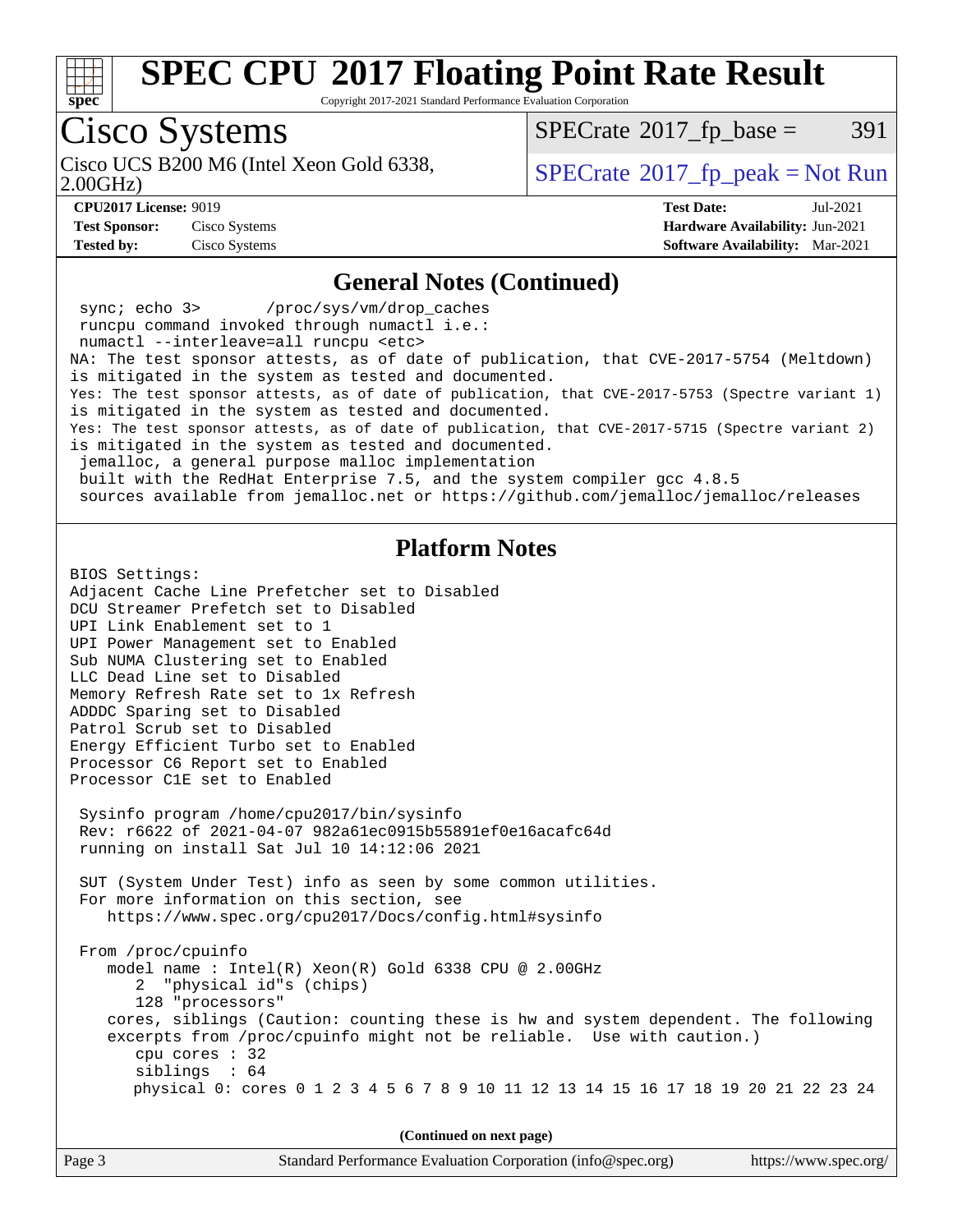# SPEC CPU 2017 Floating Point Rate Result

Copyright 2017-2021 Standard Performance Evaluation Corporation

## Cisco Systems

Cisco UCS B200 M6 (Intel Xeon Gold 6338, 2.00GHz)

SPECrate 2017_fp_base = 391

SPECrate 2017_fp_peak = Not Run

**CPU2017 License:** 9019
**Test Sponsor:** Cisco Systems
**Tested by:** Cisco Systems

**Test Date:** Jul-2021
**Hardware Availability:** Jun-2021
**Software Availability:** Mar-2021

### General Notes (Continued)

```
 sync; echo 3>       /proc/sys/vm/drop_caches
 runcpu command invoked through numactl i.e.:
 numactl --interleave=all runcpu <etc>
NA: The test sponsor attests, as of date of publication, that CVE-2017-5754 (Meltdown)
is mitigated in the system as tested and documented.
Yes: The test sponsor attests, as of date of publication, that CVE-2017-5753 (Spectre variant 1)
is mitigated in the system as tested and documented.
Yes: The test sponsor attests, as of date of publication, that CVE-2017-5715 (Spectre variant 2)
is mitigated in the system as tested and documented.
 jemalloc, a general purpose malloc implementation
 built with the RedHat Enterprise 7.5, and the system compiler gcc 4.8.5
 sources available from jemalloc.net or https://github.com/jemalloc/jemalloc/releases
```

### Platform Notes

```
BIOS Settings:
Adjacent Cache Line Prefetcher set to Disabled
DCU Streamer Prefetch set to Disabled
UPI Link Enablement set to 1
UPI Power Management set to Enabled
Sub NUMA Clustering set to Enabled
LLC Dead Line set to Disabled
Memory Refresh Rate set to 1x Refresh
ADDDC Sparing set to Disabled
Patrol Scrub set to Disabled
Energy Efficient Turbo set to Enabled
Processor C6 Report set to Enabled
Processor C1E set to Enabled

 Sysinfo program /home/cpu2017/bin/sysinfo
 Rev: r6622 of 2021-04-07 982a61ec0915b55891ef0e16acafc64d
 running on install Sat Jul 10 14:12:06 2021

 SUT (System Under Test) info as seen by some common utilities.
 For more information on this section, see
    https://www.spec.org/cpu2017/Docs/config.html#sysinfo

 From /proc/cpuinfo
    model name : Intel(R) Xeon(R) Gold 6338 CPU @ 2.00GHz
       2  "physical id"s (chips)
       128 "processors"
    cores, siblings (Caution: counting these is hw and system dependent. The following
    excerpts from /proc/cpuinfo might not be reliable.  Use with caution.)
       cpu cores : 32
       siblings  : 64
       physical 0: cores 0 1 2 3 4 5 6 7 8 9 10 11 12 13 14 15 16 17 18 19 20 21 22 23 24
```

(Continued on next page)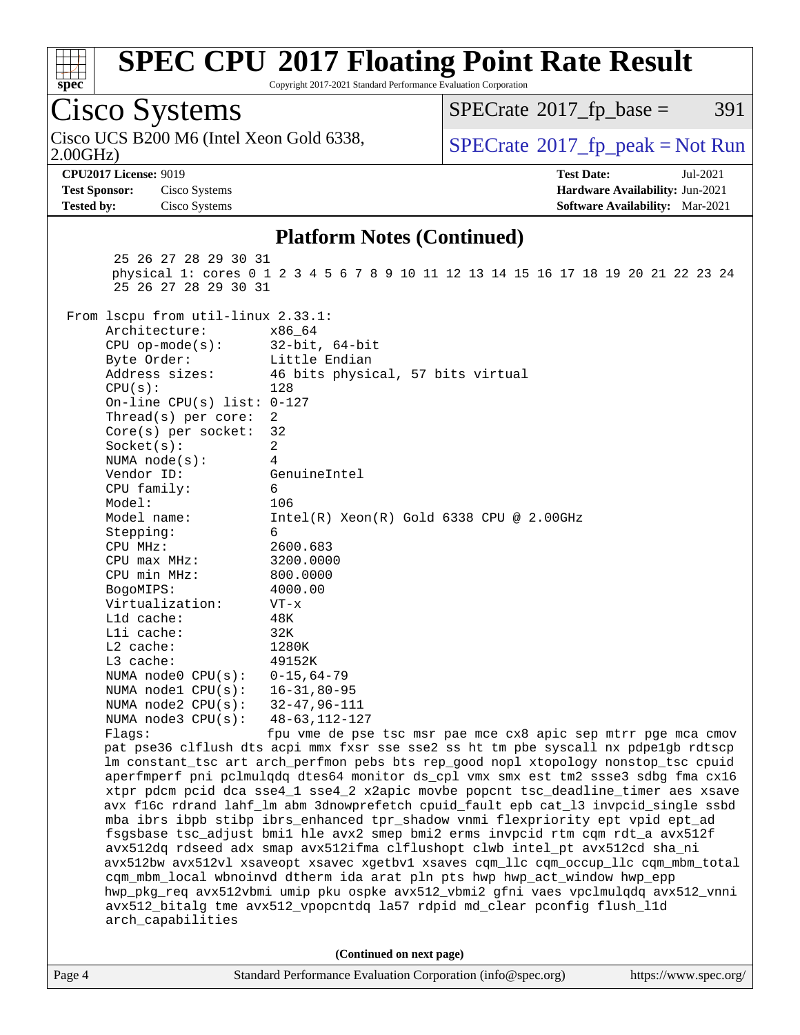## Platform Notes (Continued)

```
       25 26 27 28 29 30 31
       physical 1: cores 0 1 2 3 4 5 6 7 8 9 10 11 12 13 14 15 16 17 18 19 20 21 22 23 24
       25 26 27 28 29 30 31

 From lscpu from util-linux 2.33.1:
      Architecture:        x86_64
      CPU op-mode(s):      32-bit, 64-bit
      Byte Order:          Little Endian
      Address sizes:       46 bits physical, 57 bits virtual
      CPU(s):              128
      On-line CPU(s) list: 0-127
      Thread(s) per core:  2
      Core(s) per socket:  32
      Socket(s):           2
      NUMA node(s):        4
      Vendor ID:           GenuineIntel
      CPU family:          6
      Model:               106
      Model name:          Intel(R) Xeon(R) Gold 6338 CPU @ 2.00GHz
      Stepping:            6
      CPU MHz:             2600.683
      CPU max MHz:         3200.0000
      CPU min MHz:         800.0000
      BogoMIPS:            4000.00
      Virtualization:      VT-x
      L1d cache:           48K
      L1i cache:           32K
      L2 cache:            1280K
      L3 cache:            49152K
      NUMA node0 CPU(s):   0-15,64-79
      NUMA node1 CPU(s):   16-31,80-95
      NUMA node2 CPU(s):   32-47,96-111
      NUMA node3 CPU(s):   48-63,112-127
      Flags:               fpu vme de pse tsc msr pae mce cx8 apic sep mtrr pge mca cmov
      pat pse36 clflush dts acpi mmx fxsr sse sse2 ss ht tm pbe syscall nx pdpe1gb rdtscp
      lm constant_tsc art arch_perfmon pebs bts rep_good nopl xtopology nonstop_tsc cpuid
      aperfmperf pni pclmulqdq dtes64 monitor ds_cpl vmx smx est tm2 ssse3 sdbg fma cx16
      xtpr pdcm pcid dca sse4_1 sse4_2 x2apic movbe popcnt tsc_deadline_timer aes xsave
      avx f16c rdrand lahf_lm abm 3dnowprefetch cpuid_fault epb cat_l3 invpcid_single ssbd
      mba ibrs ibpb stibp ibrs_enhanced tpr_shadow vnmi flexpriority ept vpid ept_ad
      fsgsbase tsc_adjust bmi1 hle avx2 smep bmi2 erms invpcid rtm cqm rdt_a avx512f
      avx512dq rdseed adx smap avx512ifma clflushopt clwb intel_pt avx512cd sha_ni
      avx512bw avx512vl xsaveopt xsavec xgetbv1 xsaves cqm_llc cqm_occup_llc cqm_mbm_total
      cqm_mbm_local wbnoinvd dtherm ida arat pln pts hwp hwp_act_window hwp_epp
      hwp_pkg_req avx512vbmi umip pku ospke avx512_vbmi2 gfni vaes vpclmulqdq avx512_vnni
      avx512_bitalg tme avx512_vpopcntdq la57 rdpid md_clear pconfig flush_l1d
      arch_capabilities
```

(Continued on next page)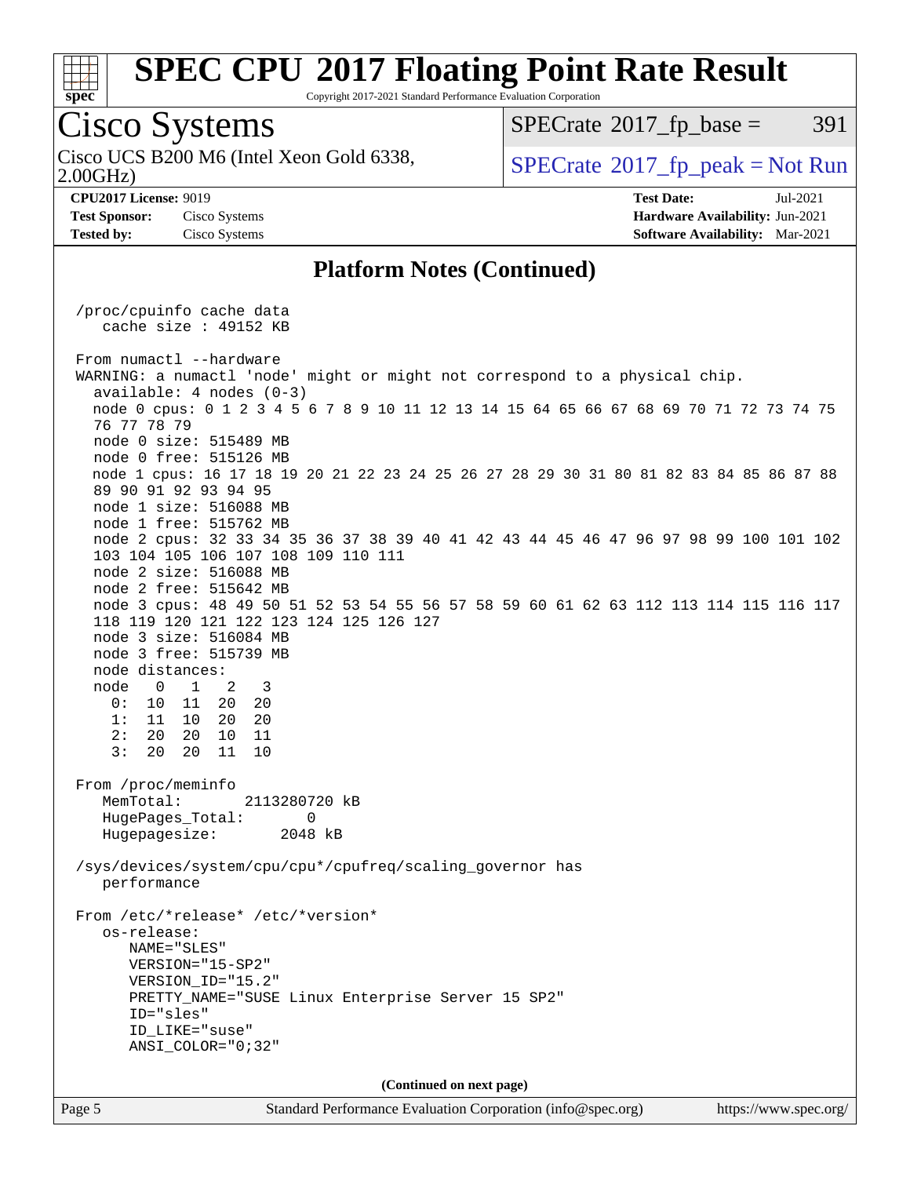# SPEC CPU 2017 Floating Point Rate Result

Copyright 2017-2021 Standard Performance Evaluation Corporation

## Cisco Systems

Cisco UCS B200 M6 (Intel Xeon Gold 6338, 2.00GHz)

SPECrate 2017_fp_base = 391

SPECrate 2017_fp_peak = Not Run

**CPU2017 License:** 9019
**Test Sponsor:** Cisco Systems
**Tested by:** Cisco Systems

**Test Date:** Jul-2021
**Hardware Availability:** Jun-2021
**Software Availability:** Mar-2021

### Platform Notes (Continued)

```
 /proc/cpuinfo cache data
    cache size : 49152 KB

 From numactl --hardware
 WARNING: a numactl 'node' might or might not correspond to a physical chip.
   available: 4 nodes (0-3)
   node 0 cpus: 0 1 2 3 4 5 6 7 8 9 10 11 12 13 14 15 64 65 66 67 68 69 70 71 72 73 74 75
   76 77 78 79
   node 0 size: 515489 MB
   node 0 free: 515126 MB
   node 1 cpus: 16 17 18 19 20 21 22 23 24 25 26 27 28 29 30 31 80 81 82 83 84 85 86 87 88
   89 90 91 92 93 94 95
   node 1 size: 516088 MB
   node 1 free: 515762 MB
   node 2 cpus: 32 33 34 35 36 37 38 39 40 41 42 43 44 45 46 47 96 97 98 99 100 101 102
   103 104 105 106 107 108 109 110 111
   node 2 size: 516088 MB
   node 2 free: 515642 MB
   node 3 cpus: 48 49 50 51 52 53 54 55 56 57 58 59 60 61 62 63 112 113 114 115 116 117
   118 119 120 121 122 123 124 125 126 127
   node 3 size: 516084 MB
   node 3 free: 515739 MB
   node distances:
   node   0   1   2   3
     0:  10  11  20  20
     1:  11  10  20  20
     2:  20  20  10  11
     3:  20  20  11  10

 From /proc/meminfo
    MemTotal:       2113280720 kB
    HugePages_Total:       0
    Hugepagesize:       2048 kB

 /sys/devices/system/cpu/cpu*/cpufreq/scaling_governor has
    performance

 From /etc/*release* /etc/*version*
    os-release:
       NAME="SLES"
       VERSION="15-SP2"
       VERSION_ID="15.2"
       PRETTY_NAME="SUSE Linux Enterprise Server 15 SP2"
       ID="sles"
       ID_LIKE="suse"
       ANSI_COLOR="0;32"
```

**(Continued on next page)**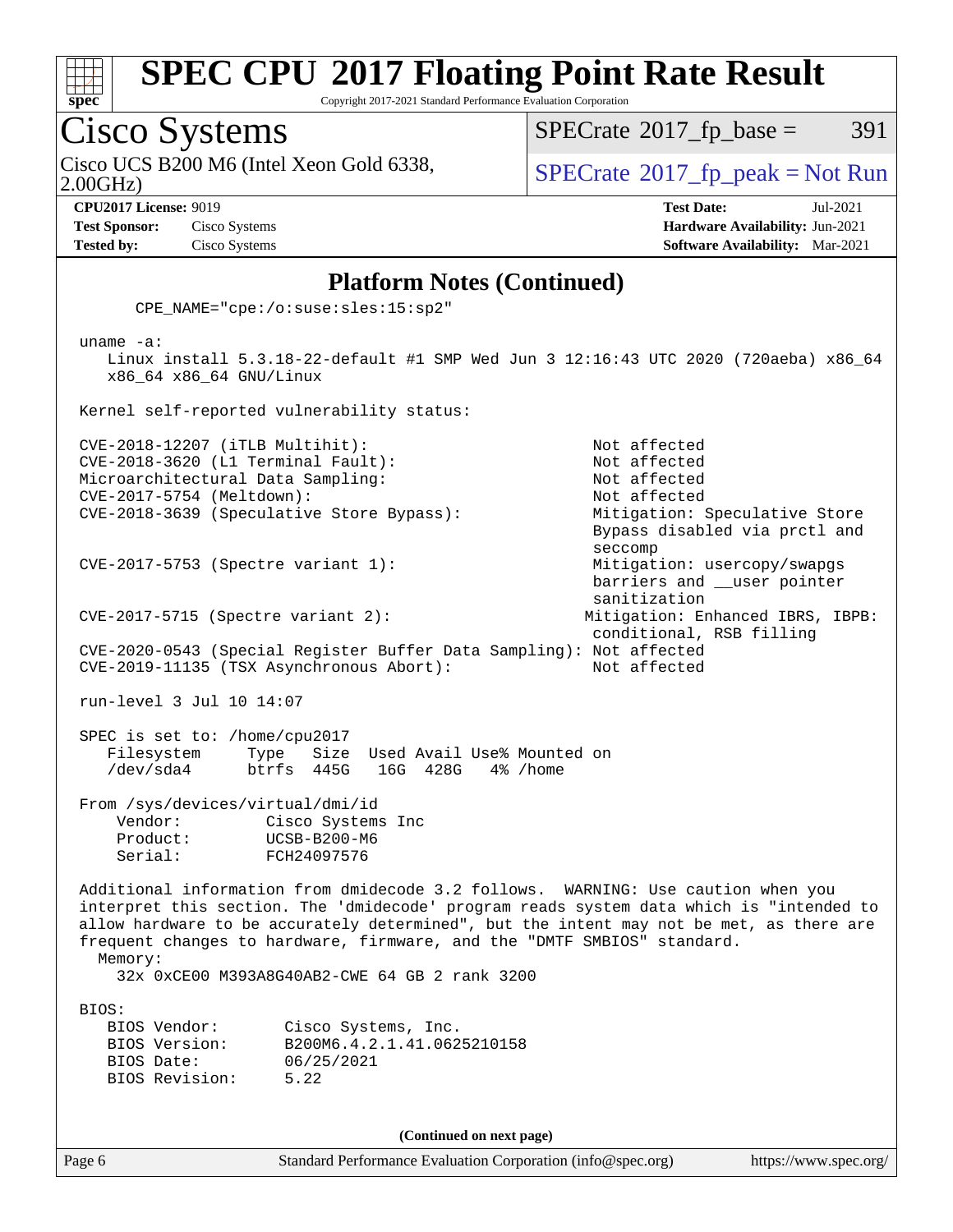## Platform Notes (Continued)

```
    CPE_NAME="cpe:/o:suse:sles:15:sp2"

uname -a:
   Linux install 5.3.18-22-default #1 SMP Wed Jun 3 12:16:43 UTC 2020 (720aeba) x86_64
   x86_64 x86_64 GNU/Linux

Kernel self-reported vulnerability status:

CVE-2018-12207 (iTLB Multihit):                          Not affected
CVE-2018-3620 (L1 Terminal Fault):                       Not affected
Microarchitectural Data Sampling:                        Not affected
CVE-2017-5754 (Meltdown):                                Not affected
CVE-2018-3639 (Speculative Store Bypass):                Mitigation: Speculative Store
                                                         Bypass disabled via prctl and
                                                         seccomp
CVE-2017-5753 (Spectre variant 1):                       Mitigation: usercopy/swapgs
                                                         barriers and __user pointer
                                                         sanitization
CVE-2017-5715 (Spectre variant 2):                      Mitigation: Enhanced IBRS, IBPB:
                                                         conditional, RSB filling
CVE-2020-0543 (Special Register Buffer Data Sampling): Not affected
CVE-2019-11135 (TSX Asynchronous Abort):                 Not affected

run-level 3 Jul 10 14:07

SPEC is set to: /home/cpu2017
   Filesystem     Type   Size  Used Avail Use% Mounted on
   /dev/sda4      btrfs  445G   16G  428G   4% /home

From /sys/devices/virtual/dmi/id
    Vendor:         Cisco Systems Inc
    Product:        UCSB-B200-M6
    Serial:         FCH24097576

Additional information from dmidecode 3.2 follows.  WARNING: Use caution when you
interpret this section. The 'dmidecode' program reads system data which is "intended to
allow hardware to be accurately determined", but the intent may not be met, as there are
frequent changes to hardware, firmware, and the "DMTF SMBIOS" standard.
  Memory:
    32x 0xCE00 M393A8G40AB2-CWE 64 GB 2 rank 3200

BIOS:
   BIOS Vendor:       Cisco Systems, Inc.
   BIOS Version:      B200M6.4.2.1.41.0625210158
   BIOS Date:         06/25/2021
   BIOS Revision:     5.22
```

(Continued on next page)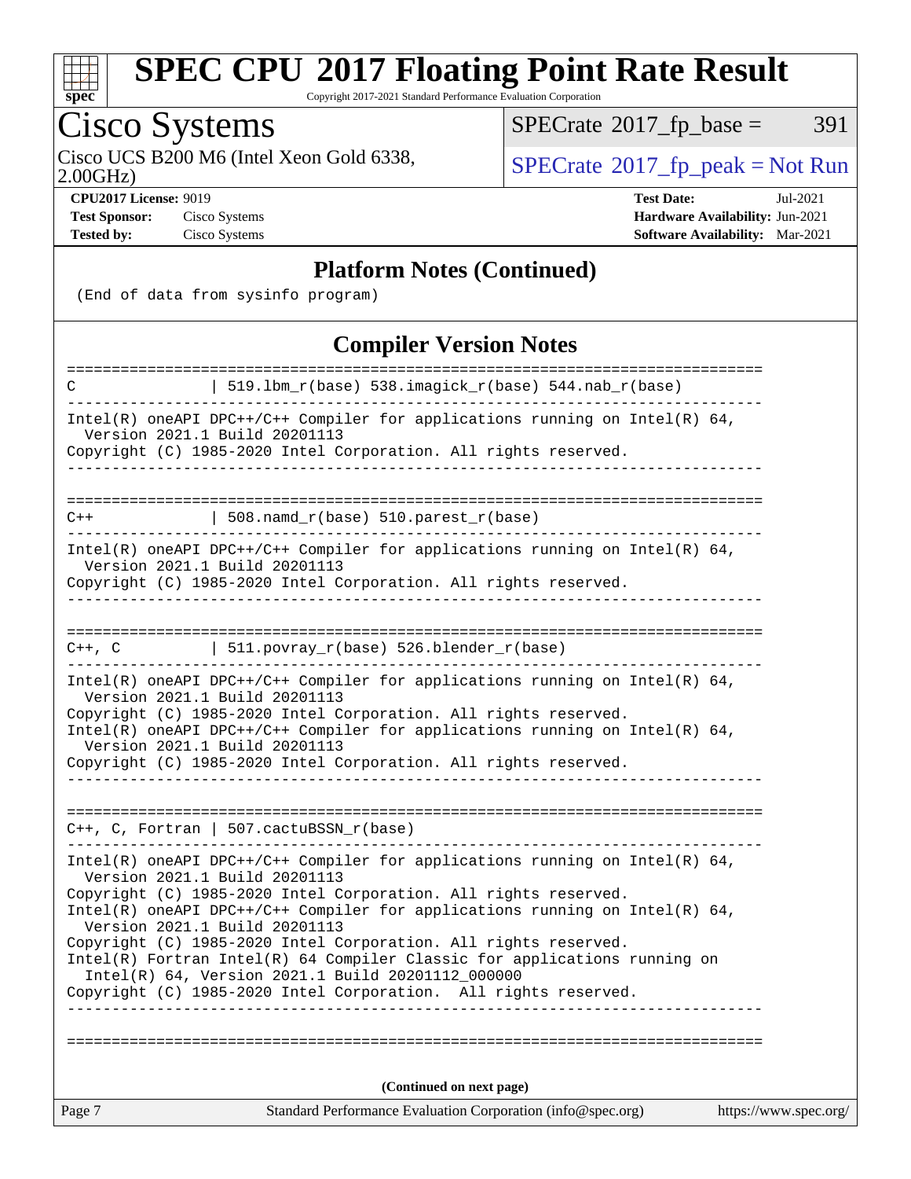## Platform Notes (Continued)

```
(End of data from sysinfo program)
```

## Compiler Version Notes

```
==============================================================================
C               | 519.lbm_r(base) 538.imagick_r(base) 544.nab_r(base)
------------------------------------------------------------------------------
Intel(R) oneAPI DPC++/C++ Compiler for applications running on Intel(R) 64,
  Version 2021.1 Build 20201113
Copyright (C) 1985-2020 Intel Corporation. All rights reserved.
------------------------------------------------------------------------------

==============================================================================
C++             | 508.namd_r(base) 510.parest_r(base)
------------------------------------------------------------------------------
Intel(R) oneAPI DPC++/C++ Compiler for applications running on Intel(R) 64,
  Version 2021.1 Build 20201113
Copyright (C) 1985-2020 Intel Corporation. All rights reserved.
------------------------------------------------------------------------------

==============================================================================
C++, C          | 511.povray_r(base) 526.blender_r(base)
------------------------------------------------------------------------------
Intel(R) oneAPI DPC++/C++ Compiler for applications running on Intel(R) 64,
  Version 2021.1 Build 20201113
Copyright (C) 1985-2020 Intel Corporation. All rights reserved.
Intel(R) oneAPI DPC++/C++ Compiler for applications running on Intel(R) 64,
  Version 2021.1 Build 20201113
Copyright (C) 1985-2020 Intel Corporation. All rights reserved.
------------------------------------------------------------------------------

==============================================================================
C++, C, Fortran | 507.cactuBSSN_r(base)
------------------------------------------------------------------------------
Intel(R) oneAPI DPC++/C++ Compiler for applications running on Intel(R) 64,
  Version 2021.1 Build 20201113
Copyright (C) 1985-2020 Intel Corporation. All rights reserved.
Intel(R) oneAPI DPC++/C++ Compiler for applications running on Intel(R) 64,
  Version 2021.1 Build 20201113
Copyright (C) 1985-2020 Intel Corporation. All rights reserved.
Intel(R) Fortran Intel(R) 64 Compiler Classic for applications running on
  Intel(R) 64, Version 2021.1 Build 20201112_000000
Copyright (C) 1985-2020 Intel Corporation.  All rights reserved.
------------------------------------------------------------------------------

==============================================================================
```

**(Continued on next page)**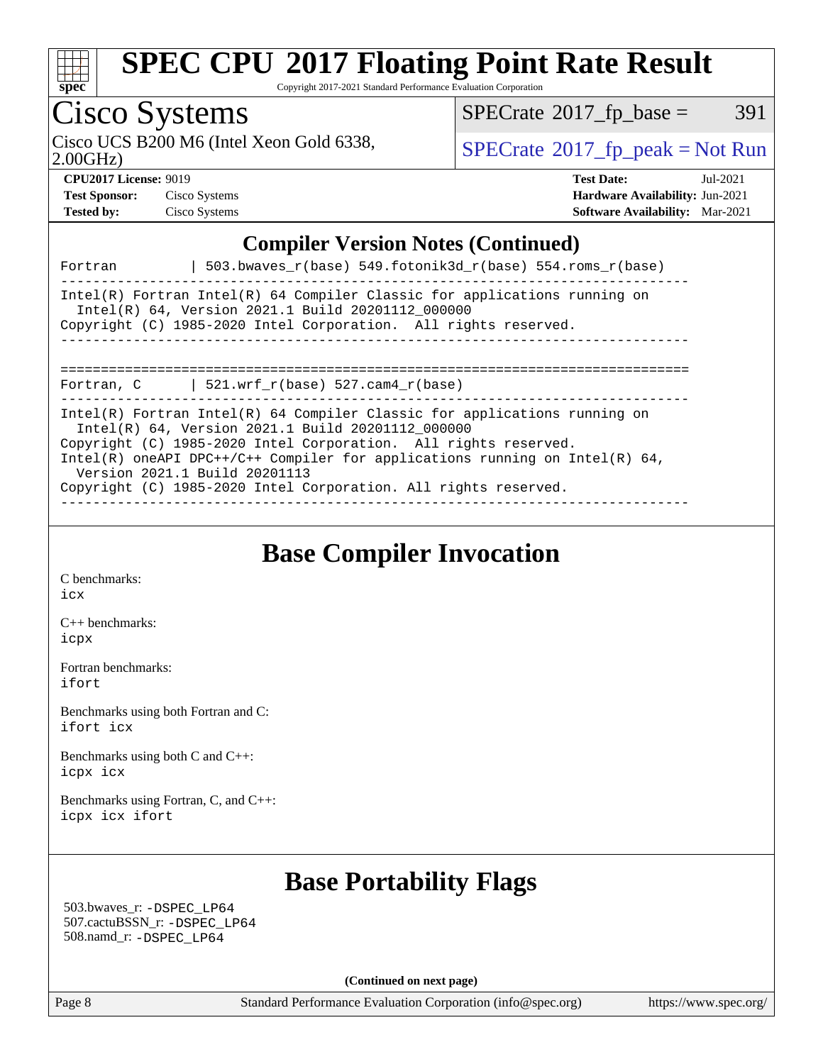## Compiler Version Notes (Continued)

```
Fortran         | 503.bwaves_r(base) 549.fotonik3d_r(base) 554.roms_r(base)
------------------------------------------------------------------------------
Intel(R) Fortran Intel(R) 64 Compiler Classic for applications running on
  Intel(R) 64, Version 2021.1 Build 20201112_000000
Copyright (C) 1985-2020 Intel Corporation.  All rights reserved.
------------------------------------------------------------------------------

==============================================================================
Fortran, C      | 521.wrf_r(base) 527.cam4_r(base)
------------------------------------------------------------------------------
Intel(R) Fortran Intel(R) 64 Compiler Classic for applications running on
  Intel(R) 64, Version 2021.1 Build 20201112_000000
Copyright (C) 1985-2020 Intel Corporation.  All rights reserved.
Intel(R) oneAPI DPC++/C++ Compiler for applications running on Intel(R) 64,
  Version 2021.1 Build 20201113
Copyright (C) 1985-2020 Intel Corporation. All rights reserved.
------------------------------------------------------------------------------
```

## Base Compiler Invocation

C benchmarks:
icx

C++ benchmarks:
icpx

Fortran benchmarks:
ifort

Benchmarks using both Fortran and C:
ifort icx

Benchmarks using both C and C++:
icpx icx

Benchmarks using Fortran, C, and C++:
icpx icx ifort

## Base Portability Flags

503.bwaves_r: -DSPEC_LP64
507.cactuBSSN_r: -DSPEC_LP64
508.namd_r: -DSPEC_LP64

**(Continued on next page)**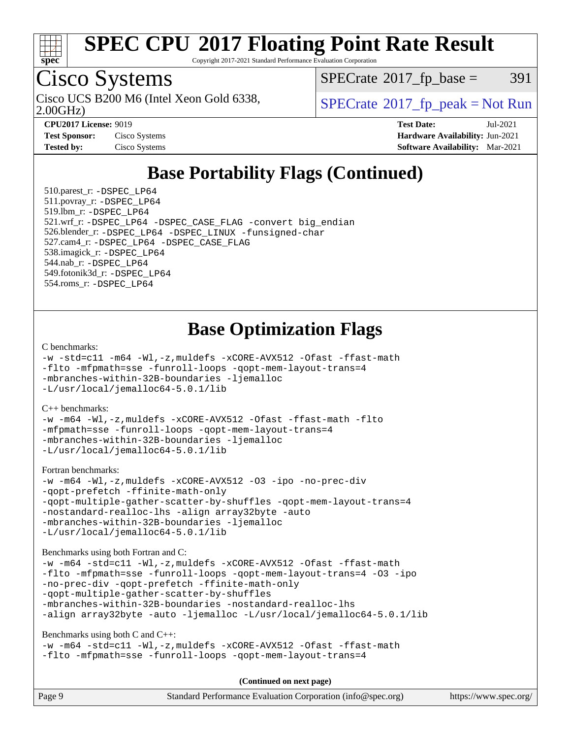# Base Portability Flags (Continued)

510.parest_r: -DSPEC_LP64
511.povray_r: -DSPEC_LP64
519.lbm_r: -DSPEC_LP64
521.wrf_r: -DSPEC_LP64 -DSPEC_CASE_FLAG -convert big_endian
526.blender_r: -DSPEC_LP64 -DSPEC_LINUX -funsigned-char
527.cam4_r: -DSPEC_LP64 -DSPEC_CASE_FLAG
538.imagick_r: -DSPEC_LP64
544.nab_r: -DSPEC_LP64
549.fotonik3d_r: -DSPEC_LP64
554.roms_r: -DSPEC_LP64

# Base Optimization Flags

C benchmarks:

```
-w -std=c11 -m64 -Wl,-z,muldefs -xCORE-AVX512 -Ofast -ffast-math
-flto -mfpmath=sse -funroll-loops -qopt-mem-layout-trans=4
-mbranches-within-32B-boundaries -ljemalloc
-L/usr/local/jemalloc64-5.0.1/lib
```

C++ benchmarks:

```
-w -m64 -Wl,-z,muldefs -xCORE-AVX512 -Ofast -ffast-math -flto
-mfpmath=sse -funroll-loops -qopt-mem-layout-trans=4
-mbranches-within-32B-boundaries -ljemalloc
-L/usr/local/jemalloc64-5.0.1/lib
```

Fortran benchmarks:

```
-w -m64 -Wl,-z,muldefs -xCORE-AVX512 -O3 -ipo -no-prec-div
-qopt-prefetch -ffinite-math-only
-qopt-multiple-gather-scatter-by-shuffles -qopt-mem-layout-trans=4
-nostandard-realloc-lhs -align array32byte -auto
-mbranches-within-32B-boundaries -ljemalloc
-L/usr/local/jemalloc64-5.0.1/lib
```

Benchmarks using both Fortran and C:

```
-w -m64 -std=c11 -Wl,-z,muldefs -xCORE-AVX512 -Ofast -ffast-math
-flto -mfpmath=sse -funroll-loops -qopt-mem-layout-trans=4 -O3 -ipo
-no-prec-div -qopt-prefetch -ffinite-math-only
-qopt-multiple-gather-scatter-by-shuffles
-mbranches-within-32B-boundaries -nostandard-realloc-lhs
-align array32byte -auto -ljemalloc -L/usr/local/jemalloc64-5.0.1/lib
```

Benchmarks using both C and C++:

```
-w -m64 -std=c11 -Wl,-z,muldefs -xCORE-AVX512 -Ofast -ffast-math
-flto -mfpmath=sse -funroll-loops -qopt-mem-layout-trans=4
```

**(Continued on next page)**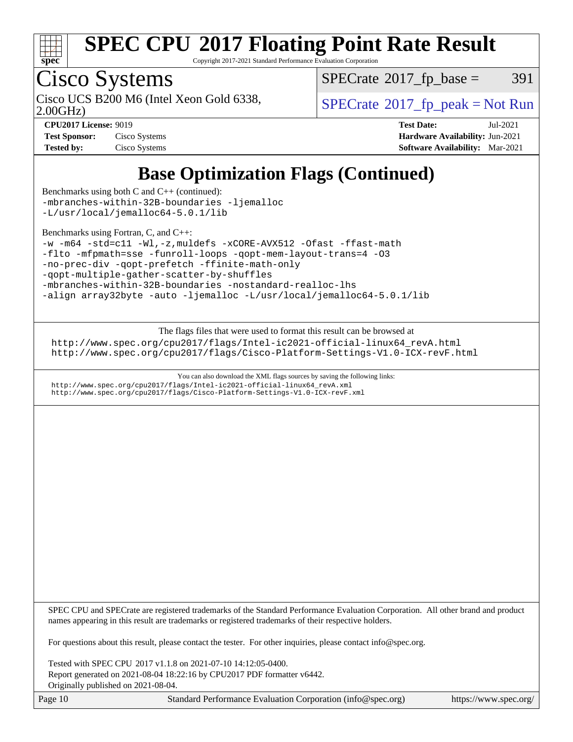## Base Optimization Flags (Continued)

Benchmarks using both C and C++ (continued):
```
-mbranches-within-32B-boundaries -ljemalloc
-L/usr/local/jemalloc64-5.0.1/lib
```

Benchmarks using Fortran, C, and C++:
```
-w -m64 -std=c11 -Wl,-z,muldefs -xCORE-AVX512 -Ofast -ffast-math
-flto -mfpmath=sse -funroll-loops -qopt-mem-layout-trans=4 -O3
-no-prec-div -qopt-prefetch -ffinite-math-only
-qopt-multiple-gather-scatter-by-shuffles
-mbranches-within-32B-boundaries -nostandard-realloc-lhs
-align array32byte -auto -ljemalloc -L/usr/local/jemalloc64-5.0.1/lib
```

The flags files that were used to format this result can be browsed at
http://www.spec.org/cpu2017/flags/Intel-ic2021-official-linux64_revA.html
http://www.spec.org/cpu2017/flags/Cisco-Platform-Settings-V1.0-ICX-revF.html

You can also download the XML flags sources by saving the following links:
http://www.spec.org/cpu2017/flags/Intel-ic2021-official-linux64_revA.xml
http://www.spec.org/cpu2017/flags/Cisco-Platform-Settings-V1.0-ICX-revF.xml

SPEC CPU and SPECrate are registered trademarks of the Standard Performance Evaluation Corporation. All other brand and product names appearing in this result are trademarks or registered trademarks of their respective holders.

For questions about this result, please contact the tester. For other inquiries, please contact info@spec.org.

Tested with SPEC CPU 2017 v1.1.8 on 2021-07-10 14:12:05-0400.
Report generated on 2021-08-04 18:22:16 by CPU2017 PDF formatter v6442.
Originally published on 2021-08-04.